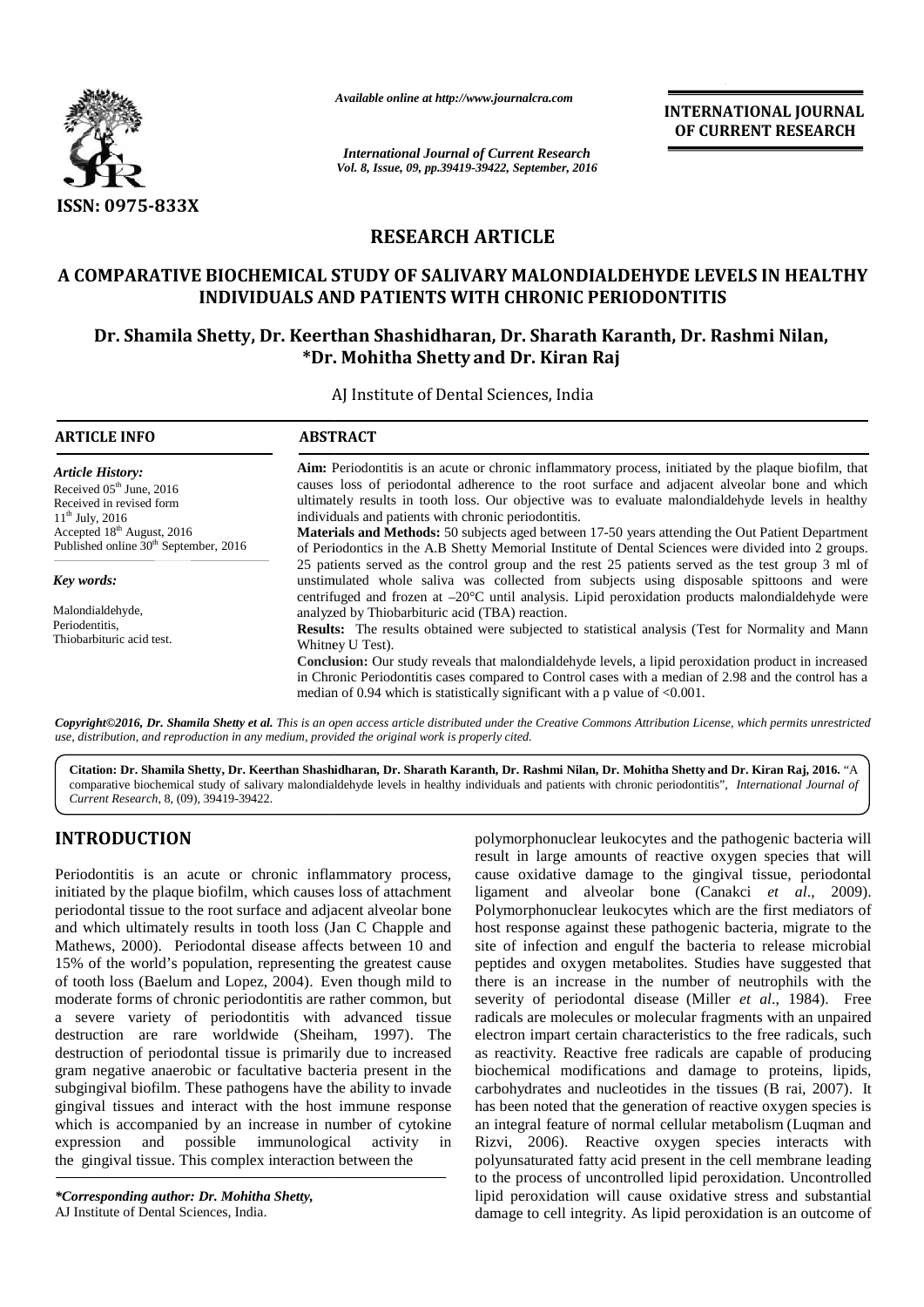# RESEARCH ARTICLE

# A COMPARATIVE BIOCHEMICAL STUDY OF SALIVARY MALONDIALDEHYDE LEVELS IN HEALTHY INDIVIDUALS AND PATIENTS WITH CHRONIC PERIODONTITIS

**Dr. Shamila Shetty, Dr. Keerthan Shashidharan, Dr. Sharath Karanth, Dr. Rashmi Nilan, \*Dr. Mohitha Shetty and Dr. Kiran Raj**

AJ Institute of Dental Sciences, India

## ARTICLE INFO

*Article History:*
Received 05th June, 2016
Received in revised form 11th July, 2016
Accepted 18th August, 2016
Published online 30th September, 2016

*Key words:*
Malondialdehyde,
Periodentitis,
Thiobarbituric acid test.

## ABSTRACT

**Aim:** Periodontitis is an acute or chronic inflammatory process, initiated by the plaque biofilm, that causes loss of periodontal adherence to the root surface and adjacent alveolar bone and which ultimately results in tooth loss. Our objective was to evaluate malondialdehyde levels in healthy individuals and patients with chronic periodontitis.

**Materials and Methods:** 50 subjects aged between 17-50 years attending the Out Patient Department of Periodontics in the A.B Shetty Memorial Institute of Dental Sciences were divided into 2 groups. 25 patients served as the control group and the rest 25 patients served as the test group 3 ml of unstimulated whole saliva was collected from subjects using disposable spittoons and were centrifuged and frozen at –20°C until analysis. Lipid peroxidation products malondialdehyde were analyzed by Thiobarbituric acid (TBA) reaction.

**Results:** The results obtained were subjected to statistical analysis (Test for Normality and Mann Whitney U Test).

**Conclusion:** Our study reveals that malondialdehyde levels, a lipid peroxidation product in increased in Chronic Periodontitis cases compared to Control cases with a median of 2.98 and the control has a median of 0.94 which is statistically significant with a p value of <0.001.

*Copyright©2016, Dr. Shamila Shetty et al. This is an open access article distributed under the Creative Commons Attribution License, which permits unrestricted use, distribution, and reproduction in any medium, provided the original work is properly cited.*

**Citation: Dr. Shamila Shetty, Dr. Keerthan Shashidharan, Dr. Sharath Karanth, Dr. Rashmi Nilan, Dr. Mohitha Shetty and Dr. Kiran Raj, 2016.** "A comparative biochemical study of salivary malondialdehyde levels in healthy individuals and patients with chronic periodontitis", *International Journal of Current Research*, 8, (09), 39419-39422.

## INTRODUCTION

Periodontitis is an acute or chronic inflammatory process, initiated by the plaque biofilm, which causes loss of attachment periodontal tissue to the root surface and adjacent alveolar bone and which ultimately results in tooth loss (Jan C Chapple and Mathews, 2000). Periodontal disease affects between 10 and 15% of the world's population, representing the greatest cause of tooth loss (Baelum and Lopez, 2004). Even though mild to moderate forms of chronic periodontitis are rather common, but a severe variety of periodontitis with advanced tissue destruction are rare worldwide (Sheiham, 1997). The destruction of periodontal tissue is primarily due to increased gram negative anaerobic or facultative bacteria present in the subgingival biofilm. These pathogens have the ability to invade gingival tissues and interact with the host immune response which is accompanied by an increase in number of cytokine expression and possible immunological activity in the gingival tissue. This complex interaction between the polymorphonuclear leukocytes and the pathogenic bacteria will result in large amounts of reactive oxygen species that will cause oxidative damage to the gingival tissue, periodontal ligament and alveolar bone (Canakci *et al*., 2009). Polymorphonuclear leukocytes which are the first mediators of host response against these pathogenic bacteria, migrate to the site of infection and engulf the bacteria to release microbial peptides and oxygen metabolites. Studies have suggested that there is an increase in the number of neutrophils with the severity of periodontal disease (Miller *et al*., 1984). Free radicals are molecules or molecular fragments with an unpaired electron impart certain characteristics to the free radicals, such as reactivity. Reactive free radicals are capable of producing biochemical modifications and damage to proteins, lipids, carbohydrates and nucleotides in the tissues (B rai, 2007). It has been noted that the generation of reactive oxygen species is an integral feature of normal cellular metabolism (Luqman and Rizvi, 2006). Reactive oxygen species interacts with polyunsaturated fatty acid present in the cell membrane leading to the process of uncontrolled lipid peroxidation. Uncontrolled lipid peroxidation will cause oxidative stress and substantial damage to cell integrity. As lipid peroxidation is an outcome of

*\*Corresponding author: Dr. Mohitha Shetty,*
AJ Institute of Dental Sciences, India.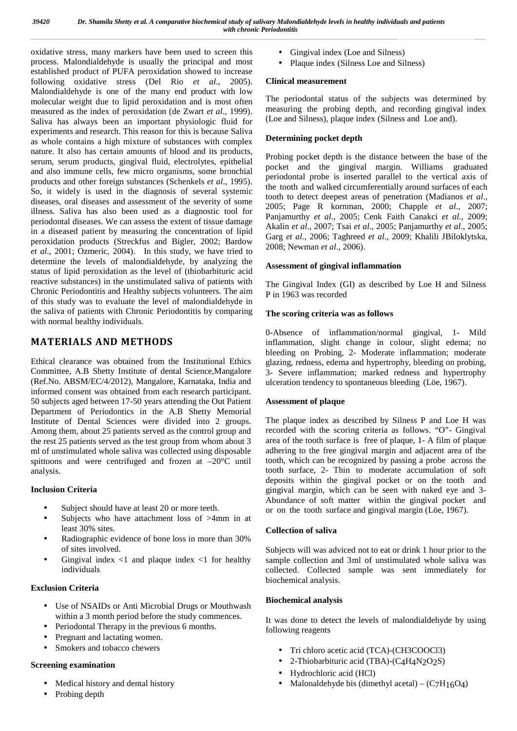oxidative stress, many markers have been used to screen this process. Malondialdehyde is usually the principal and most established product of PUFA peroxidation showed to increase following oxidative stress (Del Rio *et al.,* 2005). Malondialdehyde is one of the many end product with low molecular weight due to lipid peroxidation and is most often measured as the index of peroxidation (de Zwart *et al*., 1999). Saliva has always been an important physiologic fluid for experiments and research. This reason for this is because Saliva as whole contains a high mixture of substances with complex nature. It also has certain amounts of blood and its products, serum, serum products, gingival fluid, electrolytes, epithelial and also immune cells, few micro organisms, some bronchial products and other foreign substances (Schenkels *et al*., 1995). So, it widely is used in the diagnosis of several systemic diseases, oral diseases and assessment of the severity of some illness. Saliva has also been used as a diagnostic tool for periodontal diseases. We can assess the extent of tissue damage in a diseased patient by measuring the concentration of lipid peroxidation products (Streckfus and Bigler, 2002; Bardow *et al*., 2001; Ozmeric, 2004). In this study, we have tried to determine the levels of malondialdehyde, by analyzing the status of lipid peroxidation as the level of (thiobarbituric acid reactive substances) in the unstimulated saliva of patients with Chronic Periodontitis and Healthy subjects volunteers. The aim of this study was to evaluate the level of malondialdehyde in the saliva of patients with Chronic Periodontitis by comparing with normal healthy individuals.

## MATERIALS AND METHODS

Ethical clearance was obtained from the Institutional Ethics Committee, A.B Shetty Institute of dental Science,Mangalore (Ref.No. ABSM/EC/4/2012), Mangalore, Karnataka, India and informed consent was obtained from each research participant. 50 subjects aged between 17-50 years attending the Out Patient Department of Periodontics in the A.B Shetty Memorial Institute of Dental Sciences were divided into 2 groups. Among them, about 25 patients served as the control group and the rest 25 patients served as the test group from whom about 3 ml of unstimulated whole saliva was collected using disposable spittoons and were centrifuged and frozen at –20°C until analysis.

### Inclusion Criteria

- Subject should have at least 20 or more teeth.
- Subjects who have attachment loss of >4mm in at least 30% sites.
- Radiographic evidence of bone loss in more than 30% of sites involved.
- Gingival index <1 and plaque index <1 for healthy individuals

### Exclusion Criteria

- Use of NSAIDs or Anti Microbial Drugs or Mouthwash within a 3 month period before the study commences.
- Periodontal Therapy in the previous 6 months.
- Pregnant and lactating women.
- Smokers and tobacco chewers

### Screening examination

- Medical history and dental history
- Probing depth
- Gingival index (Loe and Silness)
- Plaque index (Silness Loe and Silness)

### Clinical measurement

The periodontal status of the subjects was determined by measuring the probing depth, and recording gingival index (Loe and Silness), plaque index (Silness and Loe and).

### Determining pocket depth

Probing pocket depth is the distance between the base of the pocket and the gingival margin. Williams graduated periodontal probe is inserted parallel to the vertical axis of the tooth and walked circumferentially around surfaces of each tooth to detect deepest areas of penetration (Madianos *et al*., 2005; Page R kornman, 2000; Chapple *et al*., 2007; Panjamurthy *et al*., 2005; Cenk Faith Canakci *et al*., 2009; Akalin *et al*., 2007; Tsai *et al*., 2005; Panjamurthy *et al*., 2005; Garg *et al*., 2006; Taghreed *et al*., 2009; Khalili JBiloklytska, 2008; Newman *et al*., 2006).

### Assessment of gingival inflammation

The Gingival Index (GI) as described by Loe H and Silness P in 1963 was recorded

### The scoring criteria was as follows

0-Absence of inflammation/normal gingival, 1- Mild inflammation, slight change in colour, slight edema; no bleeding on Probing, 2- Moderate inflammation; moderate glazing, redness, edema and hypertrophy, bleeding on probing, 3- Severe inflammation; marked redness and hypertrophy ulceration tendency to spontaneous bleeding (Löe, 1967).

### Assessment of plaque

The plaque index as described by Silness P and Loe H was recorded with the scoring criteria as follows. "O"- Gingival area of the tooth surface is free of plaque, 1- A film of plaque adhering to the free gingival margin and adjacent area of the tooth, which can be recognized by passing a probe across the tooth surface, 2- Thin to moderate accumulation of soft deposits within the gingival pocket or on the tooth and gingival margin, which can be seen with naked eye and 3- Abundance of soft matter within the gingival pocket and or on the tooth surface and gingival margin (Löe, 1967).

### Collection of saliva

Subjects will was adviced not to eat or drink 1 hour prior to the sample collection and 3ml of unstimulated whole saliva was collected. Collected sample was sent immediately for biochemical analysis.

### Biochemical analysis

It was done to detect the levels of malondialdehyde by using following reagents

- Tri chloro acetic acid (TCA)-(CH3COOCl3)
- 2-Thiobarbituric acid (TBA)-($C_4H_4N_2O_2S$)
- Hydrochloric acid (HCl)
- Malonaldehyde bis (dimethyl acetal) – ($C_7H_{16}O_4$)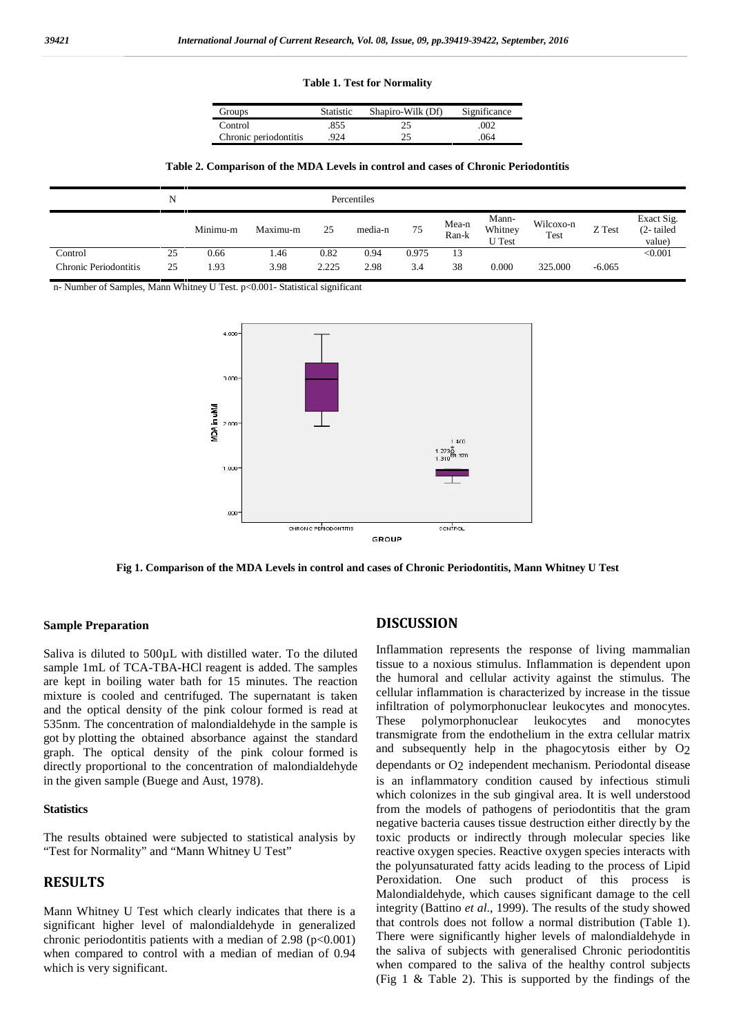**Table 1. Test for Normality**

| Groups | Statistic | Shapiro-Wilk (Df) | Significance |
|---|---|---|---|
| Control | .855 | 25 | .002 |
| Chronic periodontitis | .924 | 25 | .064 |

**Table 2. Comparison of the MDA Levels in control and cases of Chronic Periodontitis**

| | N | Percentiles | | | | | | | | | |
|---|---|---|---|---|---|---|---|---|---|---|---|
| | | Minimu-m | Maximu-m | 25 | media-n | 75 | Mea-n Ran-k | Mann-Whitney U Test | Wilcoxo-n Test | Z Test | Exact Sig. (2- tailed value) |
| Control | 25 | 0.66 | 1.46 | 0.82 | 0.94 | 0.975 | 13 | | | | <0.001 |
| Chronic Periodontitis | 25 | 1.93 | 3.98 | 2.225 | 2.98 | 3.4 | 38 | 0.000 | 325.000 | -6.065 | |

n- Number of Samples, Mann Whitney U Test. p<0.001- Statistical significant

Fig 1. Comparison of the MDA Levels in control and cases of Chronic Periodontitis, Mann Whitney U Test

### Sample Preparation

Saliva is diluted to 500µL with distilled water. To the diluted sample 1mL of TCA-TBA-HCl reagent is added. The samples are kept in boiling water bath for 15 minutes. The reaction mixture is cooled and centrifuged. The supernatant is taken and the optical density of the pink colour formed is read at 535nm. The concentration of malondialdehyde in the sample is got by plotting the obtained absorbance against the standard graph. The optical density of the pink colour formed is directly proportional to the concentration of malondialdehyde in the given sample (Buege and Aust, 1978).

### Statistics

The results obtained were subjected to statistical analysis by "Test for Normality" and "Mann Whitney U Test"

## RESULTS

Mann Whitney U Test which clearly indicates that there is a significant higher level of malondialdehyde in generalized chronic periodontitis patients with a median of 2.98 ($p<0.001$) when compared to control with a median of median of 0.94 which is very significant.

## DISCUSSION

Inflammation represents the response of living mammalian tissue to a noxious stimulus. Inflammation is dependent upon the humoral and cellular activity against the stimulus. The cellular inflammation is characterized by increase in the tissue infiltration of polymorphonuclear leukocytes and monocytes. These polymorphonuclear leukocytes and monocytes transmigrate from the endothelium in the extra cellular matrix and subsequently help in the phagocytosis either by $O_2$ dependants or $O_2$ independent mechanism. Periodontal disease is an inflammatory condition caused by infectious stimuli which colonizes in the sub gingival area. It is well understood from the models of pathogens of periodontitis that the gram negative bacteria causes tissue destruction either directly by the toxic products or indirectly through molecular species like reactive oxygen species. Reactive oxygen species interacts with the polyunsaturated fatty acids leading to the process of Lipid Peroxidation. One such product of this process is Malondialdehyde, which causes significant damage to the cell integrity (Battino *et al.*, 1999). The results of the study showed that controls does not follow a normal distribution (Table 1). There were significantly higher levels of malondialdehyde in the saliva of subjects with generalised Chronic periodontitis when compared to the saliva of the healthy control subjects (Fig 1 & Table 2). This is supported by the findings of the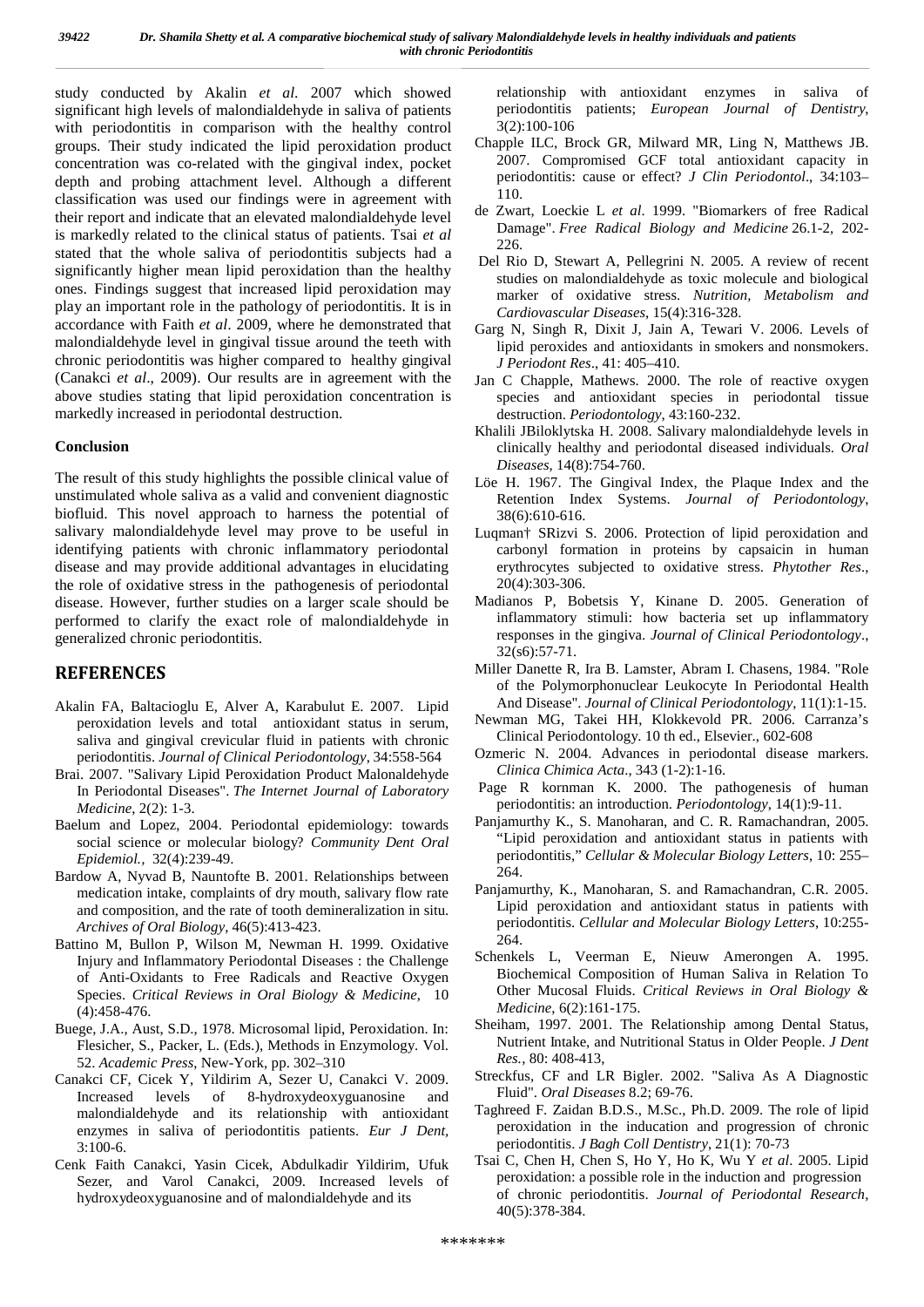study conducted by Akalin *et al.* 2007 which showed significant high levels of malondialdehyde in saliva of patients with periodontitis in comparison with the healthy control groups. Their study indicated the lipid peroxidation product concentration was co-related with the gingival index, pocket depth and probing attachment level. Although a different classification was used our findings were in agreement with their report and indicate that an elevated malondialdehyde level is markedly related to the clinical status of patients. Tsai *et al* stated that the whole saliva of periodontitis subjects had a significantly higher mean lipid peroxidation than the healthy ones. Findings suggest that increased lipid peroxidation may play an important role in the pathology of periodontitis. It is in accordance with Faith *et al*. 2009, where he demonstrated that malondialdehyde level in gingival tissue around the teeth with chronic periodontitis was higher compared to healthy gingival (Canakci *et al*., 2009). Our results are in agreement with the above studies stating that lipid peroxidation concentration is markedly increased in periodontal destruction.

## Conclusion

The result of this study highlights the possible clinical value of unstimulated whole saliva as a valid and convenient diagnostic biofluid. This novel approach to harness the potential of salivary malondialdehyde level may prove to be useful in identifying patients with chronic inflammatory periodontal disease and may provide additional advantages in elucidating the role of oxidative stress in the pathogenesis of periodontal disease. However, further studies on a larger scale should be performed to clarify the exact role of malondialdehyde in generalized chronic periodontitis.

## REFERENCES

Akalin FA, Baltacioglu E, Alver A, Karabulut E. 2007. Lipid peroxidation levels and total antioxidant status in serum, saliva and gingival crevicular fluid in patients with chronic periodontitis. *Journal of Clinical Periodontology*, 34:558-564

Brai. 2007. "Salivary Lipid Peroxidation Product Malonaldehyde In Periodontal Diseases". *The Internet Journal of Laboratory Medicine*, 2(2): 1-3.

Baelum and Lopez, 2004. Periodontal epidemiology: towards social science or molecular biology? *Community Dent Oral Epidemiol.,* 32(4):239-49.

Bardow A, Nyvad B, Nauntofte B. 2001. Relationships between medication intake, complaints of dry mouth, salivary flow rate and composition, and the rate of tooth demineralization in situ. *Archives of Oral Biology*, 46(5):413-423.

Battino M, Bullon P, Wilson M, Newman H. 1999. Oxidative Injury and Inflammatory Periodontal Diseases : the Challenge of Anti-Oxidants to Free Radicals and Reactive Oxygen Species. *Critical Reviews in Oral Biology & Medicine*, 10 (4):458-476.

Buege, J.A., Aust, S.D., 1978. Microsomal lipid, Peroxidation. In: Flesicher, S., Packer, L. (Eds.), Methods in Enzymology. Vol. 52. *Academic Press*, New-York, pp. 302–310

Canakci CF, Cicek Y, Yildirim A, Sezer U, Canakci V. 2009. Increased levels of 8-hydroxydeoxyguanosine and malondialdehyde and its relationship with antioxidant enzymes in saliva of periodontitis patients. *Eur J Dent*, 3:100-6.

Cenk Faith Canakci, Yasin Cicek, Abdulkadir Yildirim, Ufuk Sezer, and Varol Canakci, 2009. Increased levels of hydroxydeoxyguanosine and of malondialdehyde and its relationship with antioxidant enzymes in saliva of periodontitis patients; *European Journal of Dentistry*, 3(2):100-106

Chapple ILC, Brock GR, Milward MR, Ling N, Matthews JB. 2007. Compromised GCF total antioxidant capacity in periodontitis: cause or effect? *J Clin Periodontol*., 34:103–110.

de Zwart, Loeckie L *et al*. 1999. "Biomarkers of free Radical Damage". *Free Radical Biology and Medicine* 26.1-2, 202-226.

Del Rio D, Stewart A, Pellegrini N. 2005. A review of recent studies on malondialdehyde as toxic molecule and biological marker of oxidative stress. *Nutrition, Metabolism and Cardiovascular Diseases*, 15(4):316-328.

Garg N, Singh R, Dixit J, Jain A, Tewari V. 2006. Levels of lipid peroxides and antioxidants in smokers and nonsmokers. *J Periodont Res*., 41: 405–410.

Jan C Chapple, Mathews. 2000. The role of reactive oxygen species and antioxidant species in periodontal tissue destruction. *Periodontology*, 43:160-232.

Khalili JBiloklytska H. 2008. Salivary malondialdehyde levels in clinically healthy and periodontal diseased individuals. *Oral Diseases*, 14(8):754-760.

Löe H. 1967. The Gingival Index, the Plaque Index and the Retention Index Systems. *Journal of Periodontology*, 38(6):610-616.

Luqman† SRizvi S. 2006. Protection of lipid peroxidation and carbonyl formation in proteins by capsaicin in human erythrocytes subjected to oxidative stress. *Phytother Res*., 20(4):303-306.

Madianos P, Bobetsis Y, Kinane D. 2005. Generation of inflammatory stimuli: how bacteria set up inflammatory responses in the gingiva. *Journal of Clinical Periodontology*., 32(s6):57-71.

Miller Danette R, Ira B. Lamster, Abram I. Chasens, 1984. "Role of the Polymorphonuclear Leukocyte In Periodontal Health And Disease". *Journal of Clinical Periodontology*, 11(1):1-15.

Newman MG, Takei HH, Klokkevold PR. 2006. Carranza's Clinical Periodontology. 10 th ed., Elsevier., 602-608

Ozmeric N. 2004. Advances in periodontal disease markers. *Clinica Chimica Acta*., 343 (1-2):1-16.

Page R kornman K. 2000. The pathogenesis of human periodontitis: an introduction. *Periodontology*, 14(1):9-11.

Panjamurthy K., S. Manoharan, and C. R. Ramachandran, 2005. "Lipid peroxidation and antioxidant status in patients with periodontitis," *Cellular & Molecular Biology Letters*, 10: 255–264.

Panjamurthy, K., Manoharan, S. and Ramachandran, C.R. 2005. Lipid peroxidation and antioxidant status in patients with periodontitis. *Cellular and Molecular Biology Letters*, 10:255-264.

Schenkels L, Veerman E, Nieuw Amerongen A. 1995. Biochemical Composition of Human Saliva in Relation To Other Mucosal Fluids. *Critical Reviews in Oral Biology & Medicine*, 6(2):161-175.

Sheiham, 1997. 2001. The Relationship among Dental Status, Nutrient Intake, and Nutritional Status in Older People. *J Dent Res.*, 80: 408-413,

Streckfus, CF and LR Bigler. 2002. "Saliva As A Diagnostic Fluid". *Oral Diseases* 8.2; 69-76.

Taghreed F. Zaidan B.D.S., M.Sc., Ph.D. 2009. The role of lipid peroxidation in the inducation and progression of chronic periodontitis. *J Bagh Coll Dentistry*, 21(1): 70-73

Tsai C, Chen H, Chen S, Ho Y, Ho K, Wu Y *et al*. 2005. Lipid peroxidation: a possible role in the induction and progression of chronic periodontitis. *Journal of Periodontal Research*, 40(5):378-384.

*******